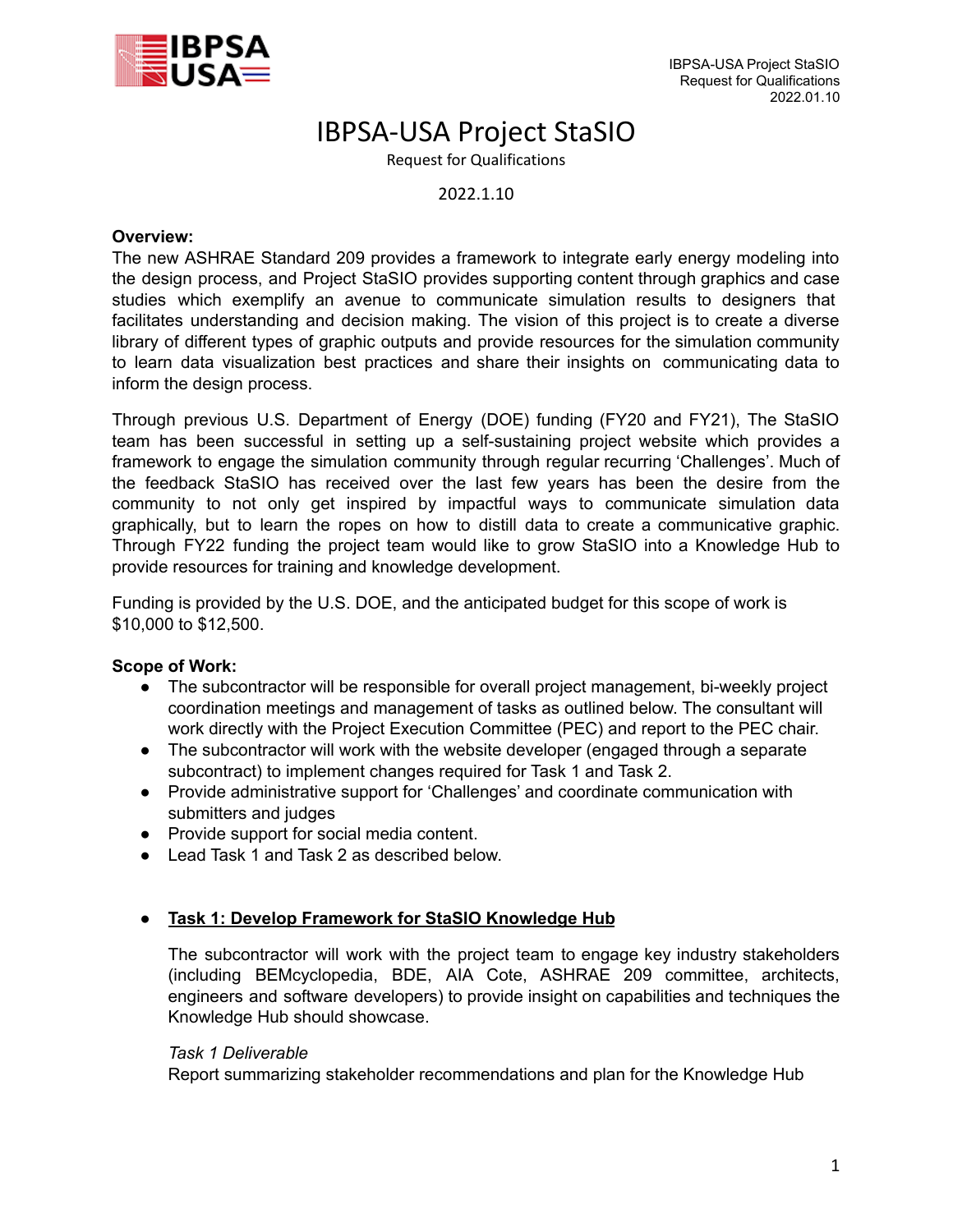# IBPSA-USA Project StaSIO

Request for Qualifications

2022.1.10

**Overview:**

The new ASHRAE Standard 209 provides a framework to integrate early energy modeling into the design process, and Project StaSIO provides supporting content through graphics and case studies which exemplify an avenue to communicate simulation results to designers that facilitates understanding and decision making. The vision of this project is to create a diverse library of different types of graphic outputs and provide resources for the simulation community to learn data visualization best practices and share their insights on communicating data to inform the design process.

Through previous U.S. Department of Energy (DOE) funding (FY20 and FY21), The StaSIO team has been successful in setting up a self-sustaining project website which provides a framework to engage the simulation community through regular recurring 'Challenges'. Much of the feedback StaSIO has received over the last few years has been the desire from the community to not only get inspired by impactful ways to communicate simulation data graphically, but to learn the ropes on how to distill data to create a communicative graphic. Through FY22 funding the project team would like to grow StaSIO into a Knowledge Hub to provide resources for training and knowledge development.

Funding is provided by the U.S. DOE, and the anticipated budget for this scope of work is $10,000 to $12,500.

**Scope of Work:**

- The subcontractor will be responsible for overall project management, bi-weekly project coordination meetings and management of tasks as outlined below. The consultant will work directly with the Project Execution Committee (PEC) and report to the PEC chair.
- The subcontractor will work with the website developer (engaged through a separate subcontract) to implement changes required for Task 1 and Task 2.
- Provide administrative support for 'Challenges' and coordinate communication with submitters and judges
- Provide support for social media content.
- Lead Task 1 and Task 2 as described below.

- **Task 1: Develop Framework for StaSIO Knowledge Hub**

  The subcontractor will work with the project team to engage key industry stakeholders (including BEMcyclopedia, BDE, AIA Cote, ASHRAE 209 committee, architects, engineers and software developers) to provide insight on capabilities and techniques the Knowledge Hub should showcase.

  *Task 1 Deliverable*

  Report summarizing stakeholder recommendations and plan for the Knowledge Hub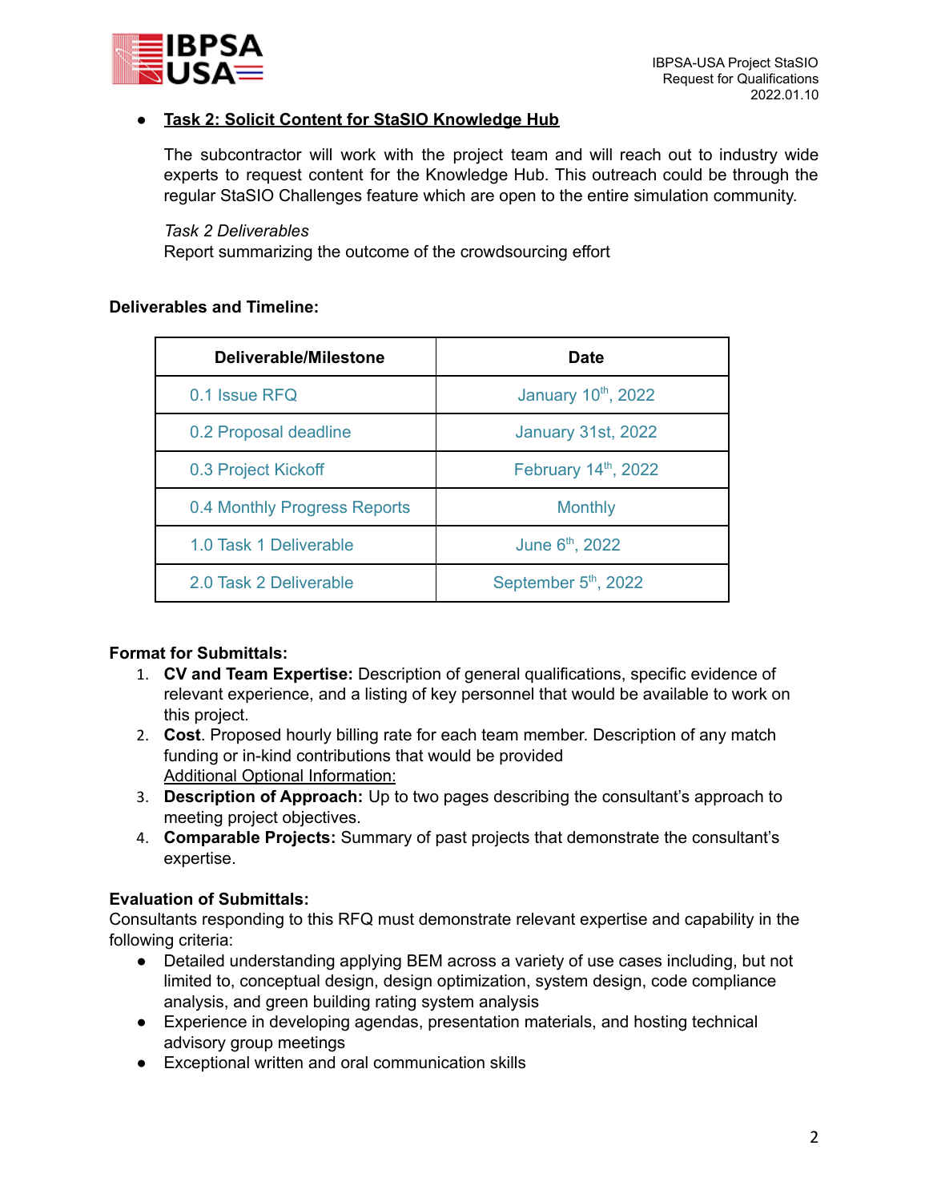- **Task 2: Solicit Content for StaSIO Knowledge Hub**

  The subcontractor will work with the project team and will reach out to industry wide experts to request content for the Knowledge Hub. This outreach could be through the regular StaSIO Challenges feature which are open to the entire simulation community.

  *Task 2 Deliverables*
  Report summarizing the outcome of the crowdsourcing effort

**Deliverables and Timeline:**

| Deliverable/Milestone | Date |
|---|---|
| 0.1 Issue RFQ | January 10th, 2022 |
| 0.2 Proposal deadline | January 31st, 2022 |
| 0.3 Project Kickoff | February 14th, 2022 |
| 0.4 Monthly Progress Reports | Monthly |
| 1.0 Task 1 Deliverable | June 6th, 2022 |
| 2.0 Task 2 Deliverable | September 5th, 2022 |

**Format for Submittals:**

1. **CV and Team Expertise:** Description of general qualifications, specific evidence of relevant experience, and a listing of key personnel that would be available to work on this project.
2. **Cost**. Proposed hourly billing rate for each team member. Description of any match funding or in-kind contributions that would be provided
   Additional Optional Information:
3. **Description of Approach:** Up to two pages describing the consultant's approach to meeting project objectives.
4. **Comparable Projects:** Summary of past projects that demonstrate the consultant's expertise.

**Evaluation of Submittals:**
Consultants responding to this RFQ must demonstrate relevant expertise and capability in the following criteria:

- Detailed understanding applying BEM across a variety of use cases including, but not limited to, conceptual design, design optimization, system design, code compliance analysis, and green building rating system analysis
- Experience in developing agendas, presentation materials, and hosting technical advisory group meetings
- Exceptional written and oral communication skills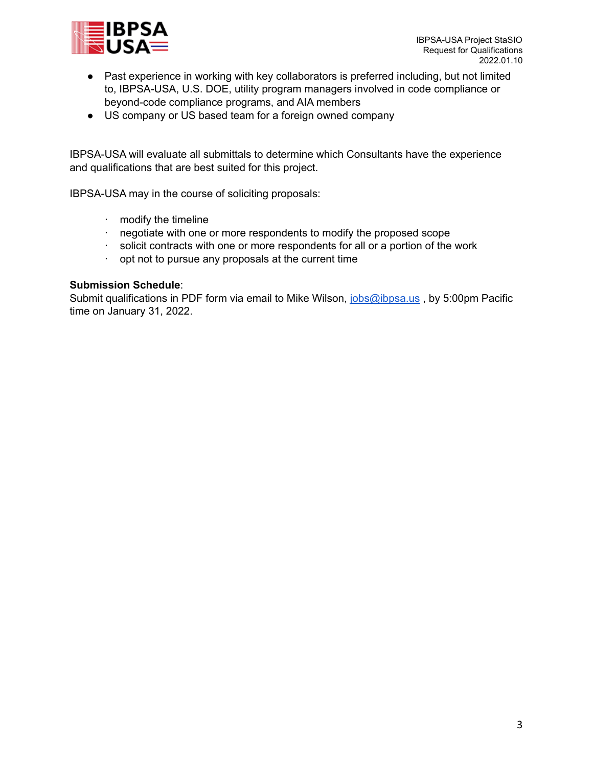- Past experience in working with key collaborators is preferred including, but not limited to, IBPSA-USA, U.S. DOE, utility program managers involved in code compliance or beyond-code compliance programs, and AIA members
- US company or US based team for a foreign owned company

IBPSA-USA will evaluate all submittals to determine which Consultants have the experience and qualifications that are best suited for this project.

IBPSA-USA may in the course of soliciting proposals:

- modify the timeline
- negotiate with one or more respondents to modify the proposed scope
- solicit contracts with one or more respondents for all or a portion of the work
- opt not to pursue any proposals at the current time

**Submission Schedule**:
Submit qualifications in PDF form via email to Mike Wilson, jobs@ibpsa.us , by 5:00pm Pacific time on January 31, 2022.